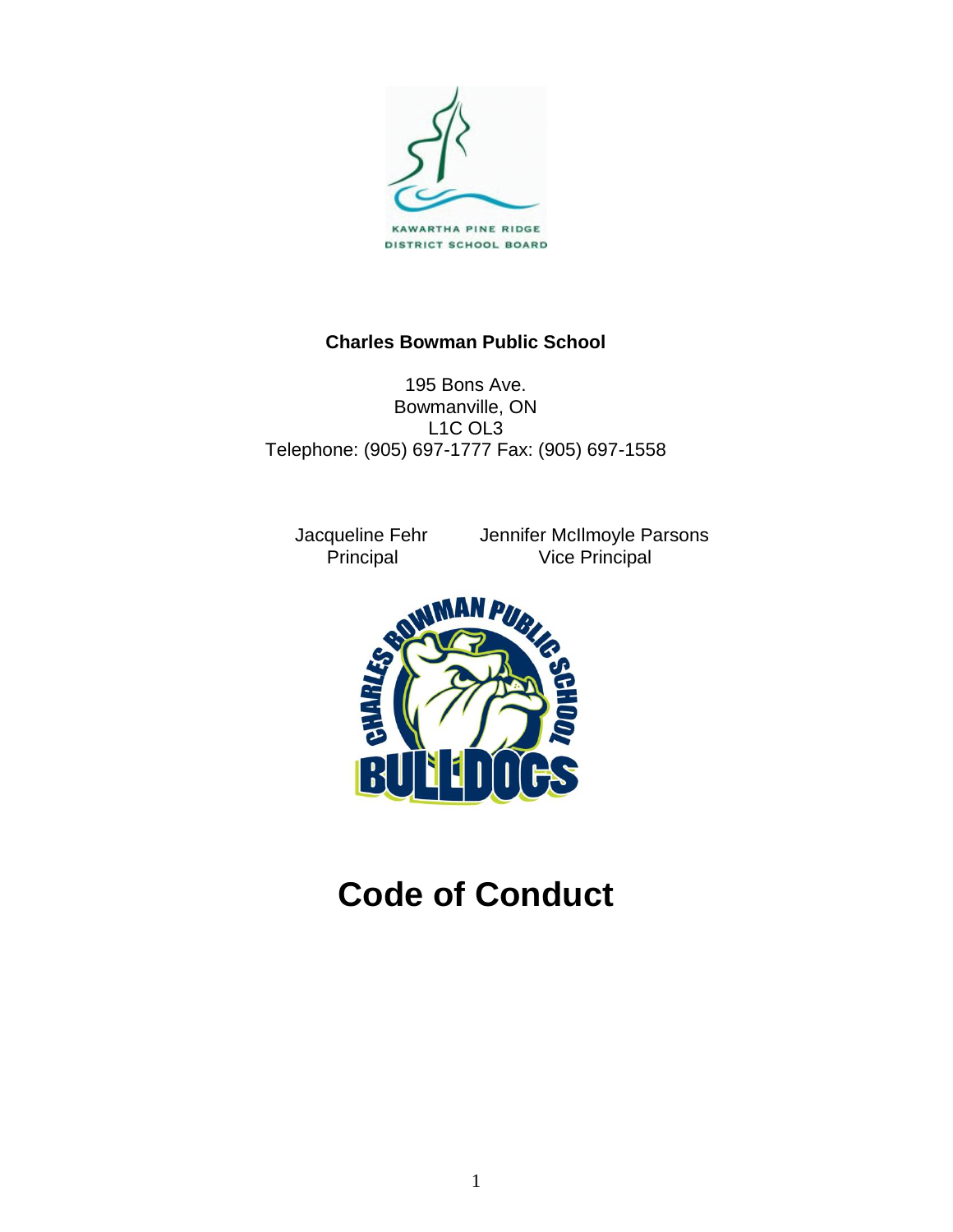KAWARTHA PINE RIDGE
DISTRICT SCHOOL BOARD

**Charles Bowman Public School**

195 Bons Ave.
Bowmanville, ON
L1C OL3
Telephone: (905) 697-1777 Fax: (905) 697-1558

Jacqueline Fehr
Principal

Jennifer McIlmoyle Parsons
Vice Principal

# Code of Conduct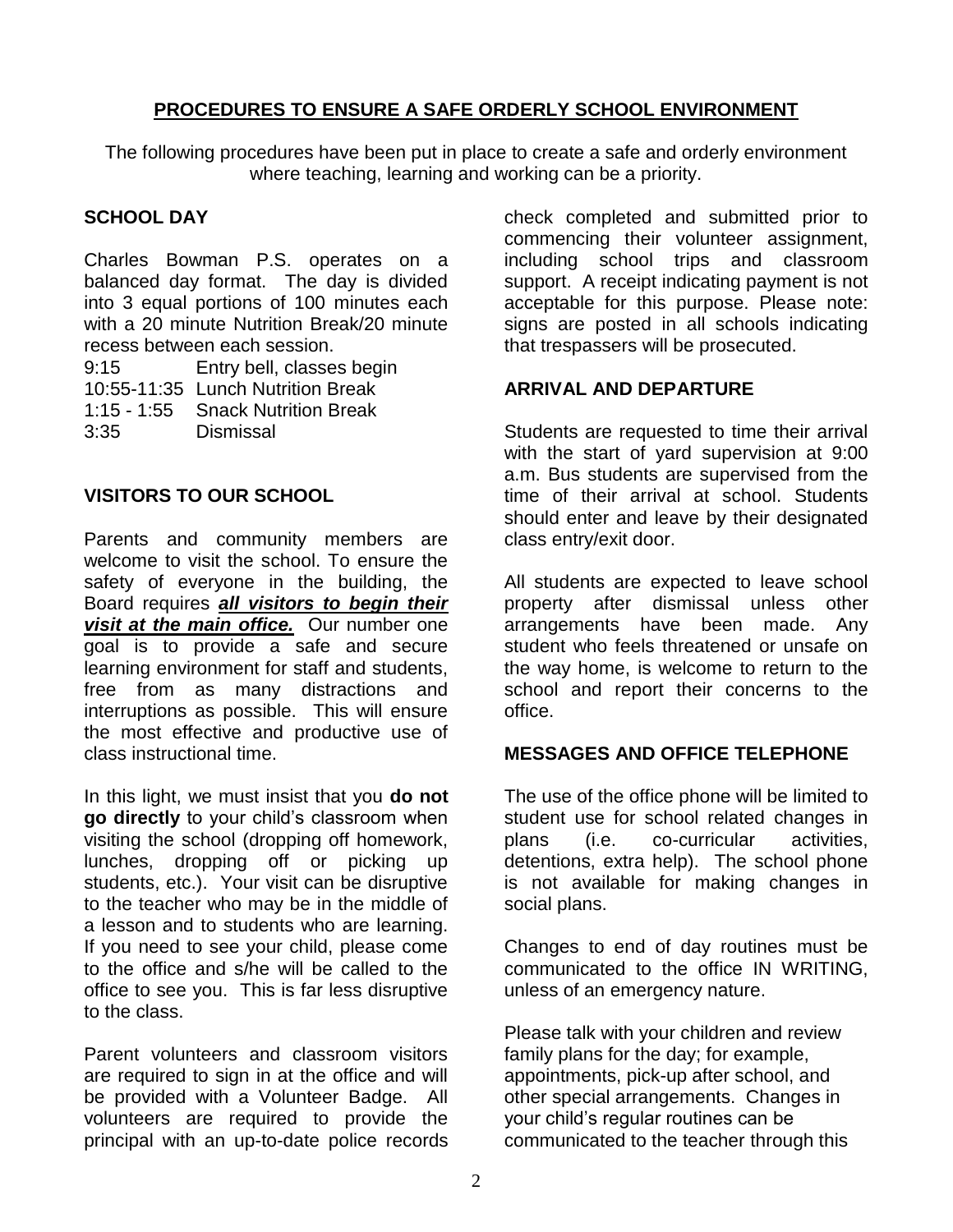# PROCEDURES TO ENSURE A SAFE ORDERLY SCHOOL ENVIRONMENT

The following procedures have been put in place to create a safe and orderly environment where teaching, learning and working can be a priority.

## SCHOOL DAY

Charles Bowman P.S. operates on a balanced day format. The day is divided into 3 equal portions of 100 minutes each with a 20 minute Nutrition Break/20 minute recess between each session.

| | |
|---|---|
| 9:15 | Entry bell, classes begin |
| 10:55-11:35 | Lunch Nutrition Break |
| 1:15 - 1:55 | Snack Nutrition Break |
| 3:35 | Dismissal |

## VISITORS TO OUR SCHOOL

Parents and community members are welcome to visit the school. To ensure the safety of everyone in the building, the Board requires ***all visitors to begin their visit at the main office.*** Our number one goal is to provide a safe and secure learning environment for staff and students, free from as many distractions and interruptions as possible. This will ensure the most effective and productive use of class instructional time.

In this light, we must insist that you **do not go directly** to your child's classroom when visiting the school (dropping off homework, lunches, dropping off or picking up students, etc.). Your visit can be disruptive to the teacher who may be in the middle of a lesson and to students who are learning. If you need to see your child, please come to the office and s/he will be called to the office to see you. This is far less disruptive to the class.

Parent volunteers and classroom visitors are required to sign in at the office and will be provided with a Volunteer Badge. All volunteers are required to provide the principal with an up-to-date police records check completed and submitted prior to commencing their volunteer assignment, including school trips and classroom support. A receipt indicating payment is not acceptable for this purpose. Please note: signs are posted in all schools indicating that trespassers will be prosecuted.

## ARRIVAL AND DEPARTURE

Students are requested to time their arrival with the start of yard supervision at 9:00 a.m. Bus students are supervised from the time of their arrival at school. Students should enter and leave by their designated class entry/exit door.

All students are expected to leave school property after dismissal unless other arrangements have been made. Any student who feels threatened or unsafe on the way home, is welcome to return to the school and report their concerns to the office.

## MESSAGES AND OFFICE TELEPHONE

The use of the office phone will be limited to student use for school related changes in plans (i.e. co-curricular activities, detentions, extra help). The school phone is not available for making changes in social plans.

Changes to end of day routines must be communicated to the office IN WRITING, unless of an emergency nature.

Please talk with your children and review family plans for the day; for example, appointments, pick-up after school, and other special arrangements. Changes in your child's regular routines can be communicated to the teacher through this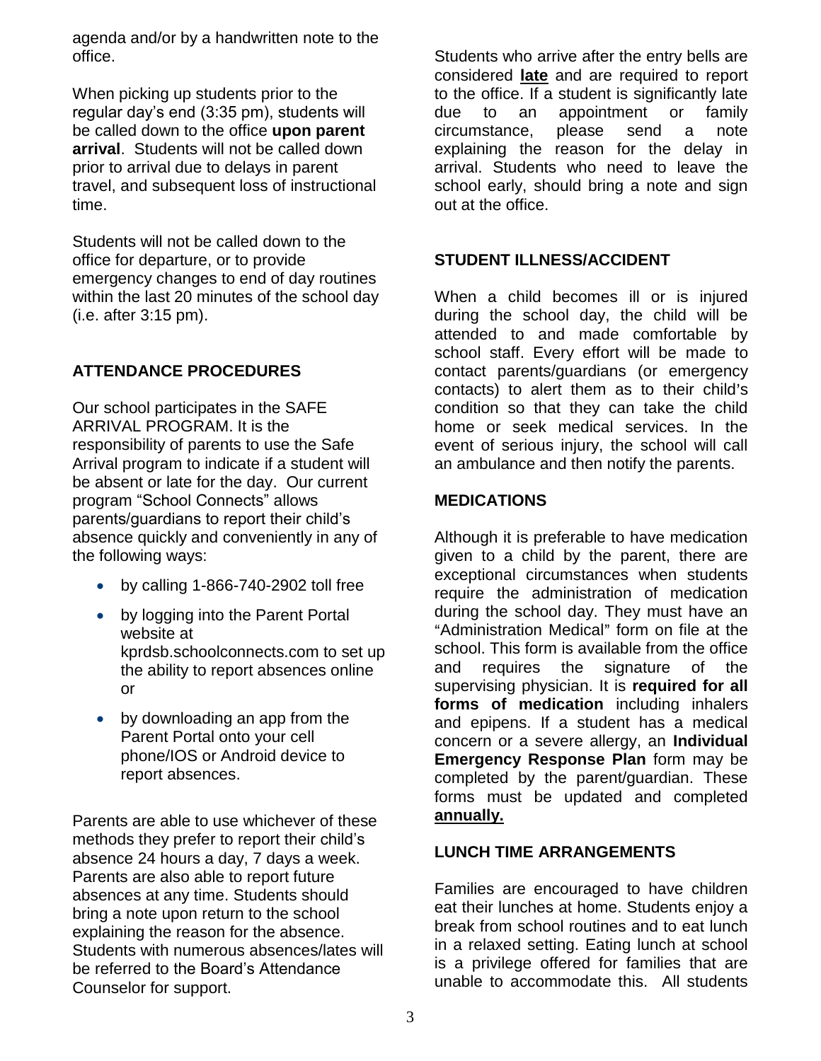agenda and/or by a handwritten note to the office.

When picking up students prior to the regular day's end (3:35 pm), students will be called down to the office **upon parent arrival**. Students will not be called down prior to arrival due to delays in parent travel, and subsequent loss of instructional time.

Students will not be called down to the office for departure, or to provide emergency changes to end of day routines within the last 20 minutes of the school day (i.e. after 3:15 pm).

## ATTENDANCE PROCEDURES

Our school participates in the SAFE ARRIVAL PROGRAM. It is the responsibility of parents to use the Safe Arrival program to indicate if a student will be absent or late for the day. Our current program "School Connects" allows parents/guardians to report their child's absence quickly and conveniently in any of the following ways:

- by calling 1-866-740-2902 toll free
- by logging into the Parent Portal website at kprdsb.schoolconnects.com to set up the ability to report absences online or
- by downloading an app from the Parent Portal onto your cell phone/IOS or Android device to report absences.

Parents are able to use whichever of these methods they prefer to report their child's absence 24 hours a day, 7 days a week. Parents are also able to report future absences at any time. Students should bring a note upon return to the school explaining the reason for the absence. Students with numerous absences/lates will be referred to the Board's Attendance Counselor for support.

Students who arrive after the entry bells are considered **late** and are required to report to the office. If a student is significantly late due to an appointment or family circumstance, please send a note explaining the reason for the delay in arrival. Students who need to leave the school early, should bring a note and sign out at the office.

## STUDENT ILLNESS/ACCIDENT

When a child becomes ill or is injured during the school day, the child will be attended to and made comfortable by school staff. Every effort will be made to contact parents/guardians (or emergency contacts) to alert them as to their child's condition so that they can take the child home or seek medical services. In the event of serious injury, the school will call an ambulance and then notify the parents.

## MEDICATIONS

Although it is preferable to have medication given to a child by the parent, there are exceptional circumstances when students require the administration of medication during the school day. They must have an "Administration Medical" form on file at the school. This form is available from the office and requires the signature of the supervising physician. It is **required for all forms of medication** including inhalers and epipens. If a student has a medical concern or a severe allergy, an **Individual Emergency Response Plan** form may be completed by the parent/guardian. These forms must be updated and completed **annually.**

## LUNCH TIME ARRANGEMENTS

Families are encouraged to have children eat their lunches at home. Students enjoy a break from school routines and to eat lunch in a relaxed setting. Eating lunch at school is a privilege offered for families that are unable to accommodate this. All students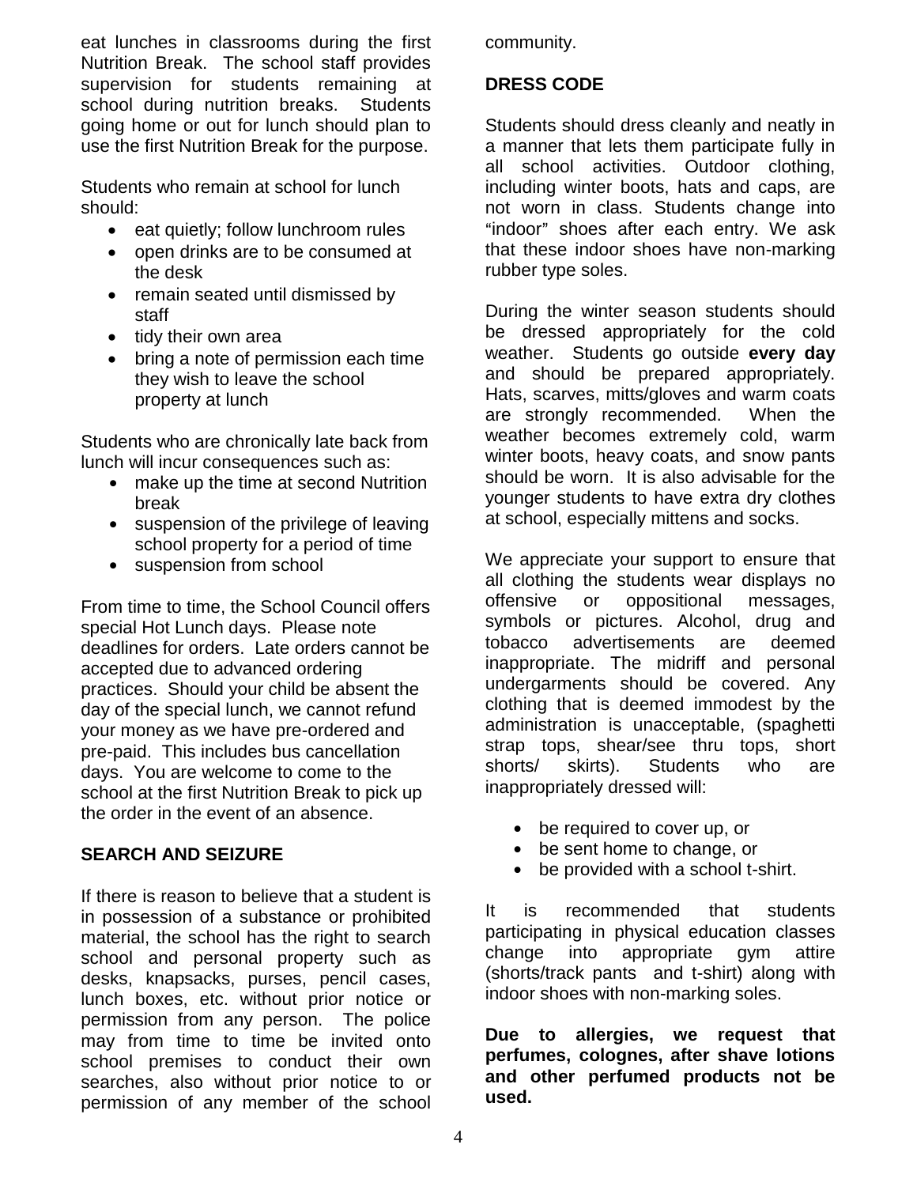eat lunches in classrooms during the first Nutrition Break. The school staff provides supervision for students remaining at school during nutrition breaks. Students going home or out for lunch should plan to use the first Nutrition Break for the purpose.

Students who remain at school for lunch should:

- eat quietly; follow lunchroom rules
- open drinks are to be consumed at the desk
- remain seated until dismissed by staff
- tidy their own area
- bring a note of permission each time they wish to leave the school property at lunch

Students who are chronically late back from lunch will incur consequences such as:

- make up the time at second Nutrition break
- suspension of the privilege of leaving school property for a period of time
- suspension from school

From time to time, the School Council offers special Hot Lunch days. Please note deadlines for orders. Late orders cannot be accepted due to advanced ordering practices. Should your child be absent the day of the special lunch, we cannot refund your money as we have pre-ordered and pre-paid. This includes bus cancellation days. You are welcome to come to the school at the first Nutrition Break to pick up the order in the event of an absence.

## SEARCH AND SEIZURE

If there is reason to believe that a student is in possession of a substance or prohibited material, the school has the right to search school and personal property such as desks, knapsacks, purses, pencil cases, lunch boxes, etc. without prior notice or permission from any person. The police may from time to time be invited onto school premises to conduct their own searches, also without prior notice to or permission of any member of the school community.

## DRESS CODE

Students should dress cleanly and neatly in a manner that lets them participate fully in all school activities. Outdoor clothing, including winter boots, hats and caps, are not worn in class. Students change into "indoor" shoes after each entry. We ask that these indoor shoes have non-marking rubber type soles.

During the winter season students should be dressed appropriately for the cold weather. Students go outside **every day** and should be prepared appropriately. Hats, scarves, mitts/gloves and warm coats are strongly recommended. When the weather becomes extremely cold, warm winter boots, heavy coats, and snow pants should be worn. It is also advisable for the younger students to have extra dry clothes at school, especially mittens and socks.

We appreciate your support to ensure that all clothing the students wear displays no offensive or oppositional messages, symbols or pictures. Alcohol, drug and tobacco advertisements are deemed inappropriate. The midriff and personal undergarments should be covered. Any clothing that is deemed immodest by the administration is unacceptable, (spaghetti strap tops, shear/see thru tops, short shorts/ skirts). Students who are inappropriately dressed will:

- be required to cover up, or
- be sent home to change, or
- be provided with a school t-shirt.

It is recommended that students participating in physical education classes change into appropriate gym attire (shorts/track pants and t-shirt) along with indoor shoes with non-marking soles.

**Due to allergies, we request that perfumes, colognes, after shave lotions and other perfumed products not be used.**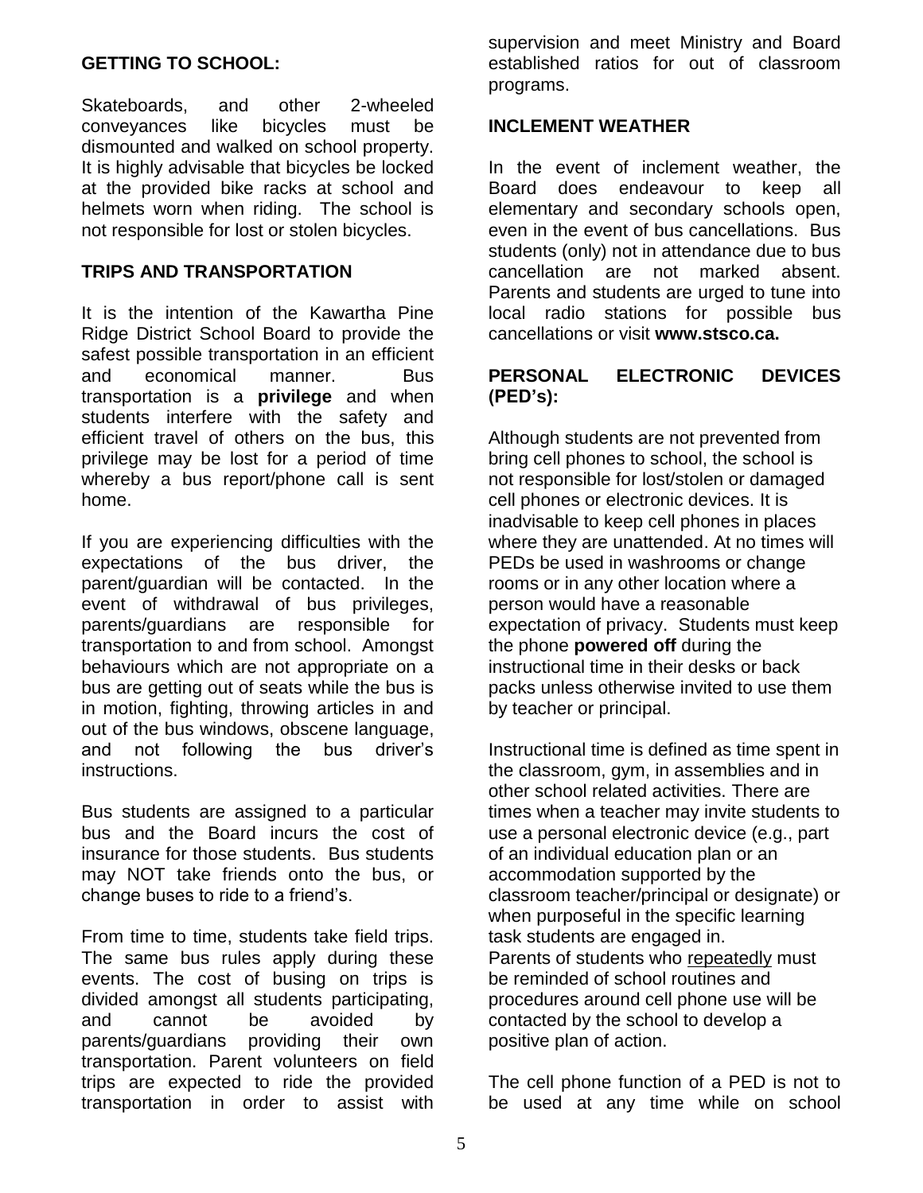## GETTING TO SCHOOL:

Skateboards, and other 2-wheeled conveyances like bicycles must be dismounted and walked on school property. It is highly advisable that bicycles be locked at the provided bike racks at school and helmets worn when riding. The school is not responsible for lost or stolen bicycles.

## TRIPS AND TRANSPORTATION

It is the intention of the Kawartha Pine Ridge District School Board to provide the safest possible transportation in an efficient and economical manner. Bus transportation is a **privilege** and when students interfere with the safety and efficient travel of others on the bus, this privilege may be lost for a period of time whereby a bus report/phone call is sent home.

If you are experiencing difficulties with the expectations of the bus driver, the parent/guardian will be contacted. In the event of withdrawal of bus privileges, parents/guardians are responsible for transportation to and from school. Amongst behaviours which are not appropriate on a bus are getting out of seats while the bus is in motion, fighting, throwing articles in and out of the bus windows, obscene language, and not following the bus driver's instructions.

Bus students are assigned to a particular bus and the Board incurs the cost of insurance for those students. Bus students may NOT take friends onto the bus, or change buses to ride to a friend's.

From time to time, students take field trips. The same bus rules apply during these events. The cost of busing on trips is divided amongst all students participating, and cannot be avoided by parents/guardians providing their own transportation. Parent volunteers on field trips are expected to ride the provided transportation in order to assist with supervision and meet Ministry and Board established ratios for out of classroom programs.

## INCLEMENT WEATHER

In the event of inclement weather, the Board does endeavour to keep all elementary and secondary schools open, even in the event of bus cancellations. Bus students (only) not in attendance due to bus cancellation are not marked absent. Parents and students are urged to tune into local radio stations for possible bus cancellations or visit **www.stsco.ca.**

## PERSONAL ELECTRONIC DEVICES (PED's):

Although students are not prevented from bring cell phones to school, the school is not responsible for lost/stolen or damaged cell phones or electronic devices. It is inadvisable to keep cell phones in places where they are unattended. At no times will PEDs be used in washrooms or change rooms or in any other location where a person would have a reasonable expectation of privacy. Students must keep the phone **powered off** during the instructional time in their desks or back packs unless otherwise invited to use them by teacher or principal.

Instructional time is defined as time spent in the classroom, gym, in assemblies and in other school related activities. There are times when a teacher may invite students to use a personal electronic device (e.g., part of an individual education plan or an accommodation supported by the classroom teacher/principal or designate) or when purposeful in the specific learning task students are engaged in.
Parents of students who repeatedly must be reminded of school routines and procedures around cell phone use will be contacted by the school to develop a positive plan of action.

The cell phone function of a PED is not to be used at any time while on school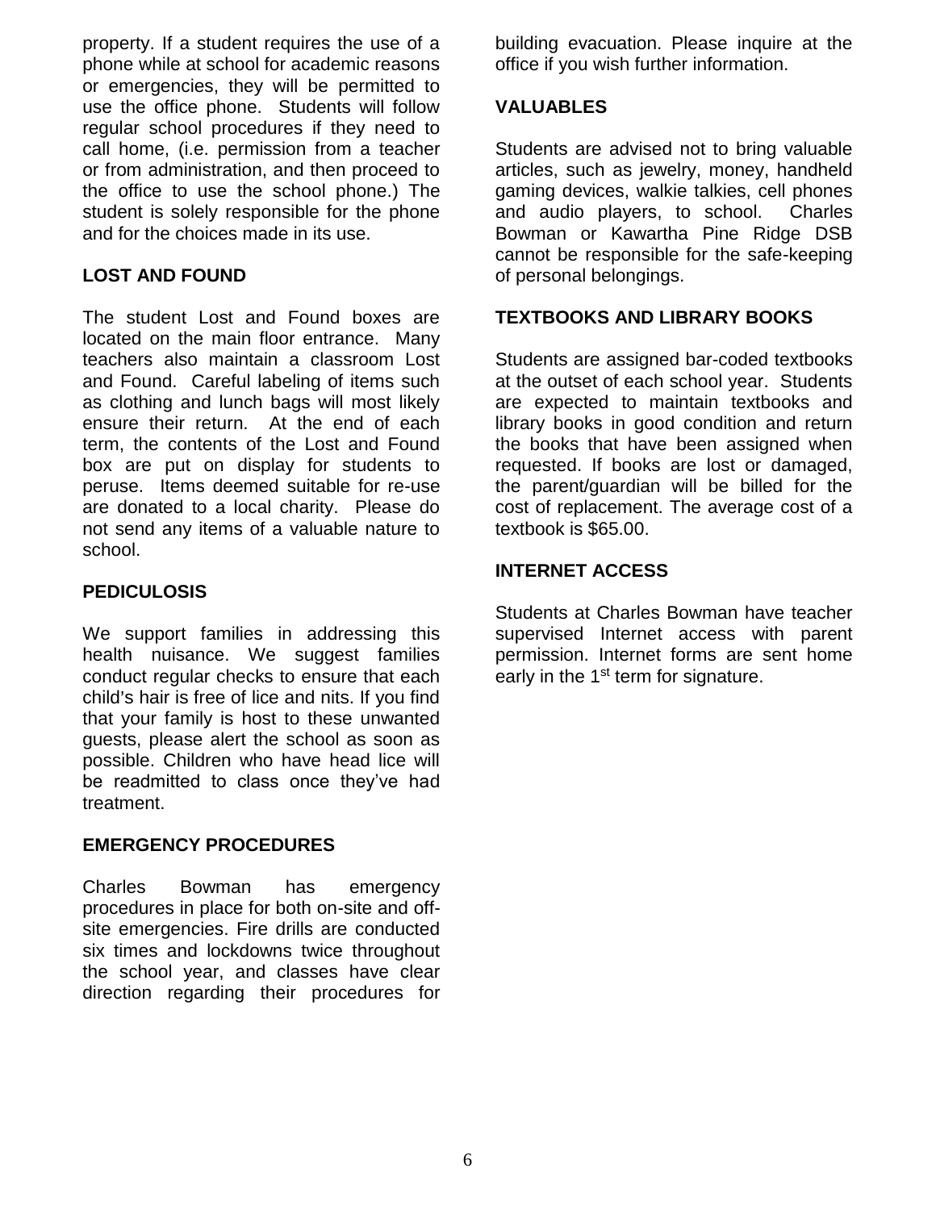property. If a student requires the use of a phone while at school for academic reasons or emergencies, they will be permitted to use the office phone. Students will follow regular school procedures if they need to call home, (i.e. permission from a teacher or from administration, and then proceed to the office to use the school phone.) The student is solely responsible for the phone and for the choices made in its use.

## LOST AND FOUND

The student Lost and Found boxes are located on the main floor entrance. Many teachers also maintain a classroom Lost and Found. Careful labeling of items such as clothing and lunch bags will most likely ensure their return. At the end of each term, the contents of the Lost and Found box are put on display for students to peruse. Items deemed suitable for re-use are donated to a local charity. Please do not send any items of a valuable nature to school.

## PEDICULOSIS

We support families in addressing this health nuisance. We suggest families conduct regular checks to ensure that each child's hair is free of lice and nits. If you find that your family is host to these unwanted guests, please alert the school as soon as possible. Children who have head lice will be readmitted to class once they've had treatment.

## EMERGENCY PROCEDURES

Charles Bowman has emergency procedures in place for both on-site and off-site emergencies. Fire drills are conducted six times and lockdowns twice throughout the school year, and classes have clear direction regarding their procedures for building evacuation. Please inquire at the office if you wish further information.

## VALUABLES

Students are advised not to bring valuable articles, such as jewelry, money, handheld gaming devices, walkie talkies, cell phones and audio players, to school. Charles Bowman or Kawartha Pine Ridge DSB cannot be responsible for the safe-keeping of personal belongings.

## TEXTBOOKS AND LIBRARY BOOKS

Students are assigned bar-coded textbooks at the outset of each school year. Students are expected to maintain textbooks and library books in good condition and return the books that have been assigned when requested. If books are lost or damaged, the parent/guardian will be billed for the cost of replacement. The average cost of a textbook is $65.00.

## INTERNET ACCESS

Students at Charles Bowman have teacher supervised Internet access with parent permission. Internet forms are sent home early in the 1st term for signature.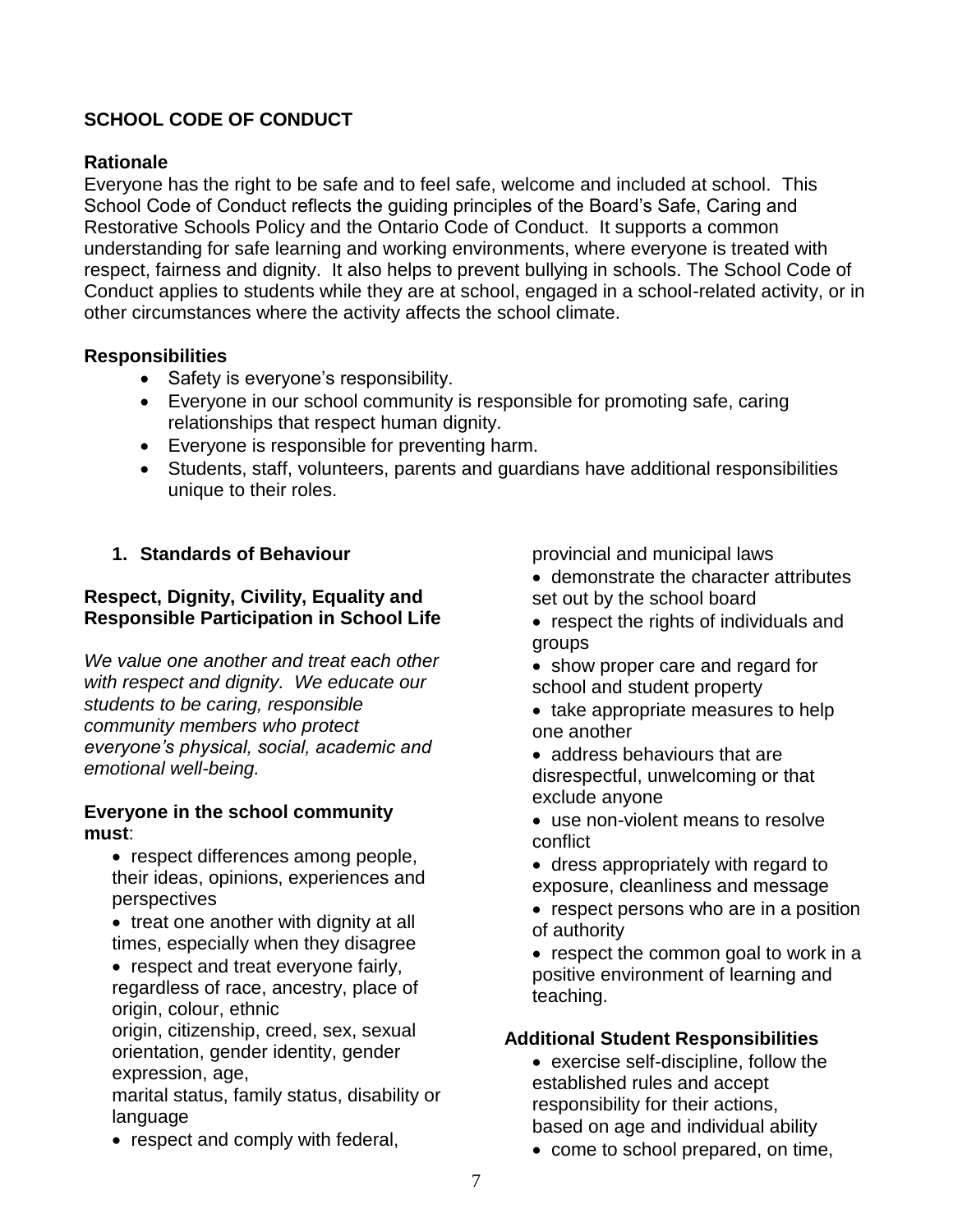## SCHOOL CODE OF CONDUCT

### Rationale

Everyone has the right to be safe and to feel safe, welcome and included at school. This School Code of Conduct reflects the guiding principles of the Board's Safe, Caring and Restorative Schools Policy and the Ontario Code of Conduct. It supports a common understanding for safe learning and working environments, where everyone is treated with respect, fairness and dignity. It also helps to prevent bullying in schools. The School Code of Conduct applies to students while they are at school, engaged in a school-related activity, or in other circumstances where the activity affects the school climate.

### Responsibilities

- Safety is everyone's responsibility.
- Everyone in our school community is responsible for promoting safe, caring relationships that respect human dignity.
- Everyone is responsible for preventing harm.
- Students, staff, volunteers, parents and guardians have additional responsibilities unique to their roles.

### 1. Standards of Behaviour

**Respect, Dignity, Civility, Equality and Responsible Participation in School Life**

*We value one another and treat each other with respect and dignity. We educate our students to be caring, responsible community members who protect everyone's physical, social, academic and emotional well-being.*

**Everyone in the school community must**:

- respect differences among people, their ideas, opinions, experiences and perspectives
- treat one another with dignity at all times, especially when they disagree
- respect and treat everyone fairly, regardless of race, ancestry, place of origin, colour, ethnic origin, citizenship, creed, sex, sexual orientation, gender identity, gender expression, age, marital status, family status, disability or language
- respect and comply with federal, provincial and municipal laws
- demonstrate the character attributes set out by the school board
- respect the rights of individuals and groups
- show proper care and regard for school and student property
- take appropriate measures to help one another
- address behaviours that are disrespectful, unwelcoming or that exclude anyone
- use non-violent means to resolve conflict
- dress appropriately with regard to exposure, cleanliness and message
- respect persons who are in a position of authority
- respect the common goal to work in a positive environment of learning and teaching.

**Additional Student Responsibilities**

- exercise self-discipline, follow the established rules and accept responsibility for their actions, based on age and individual ability
- come to school prepared, on time,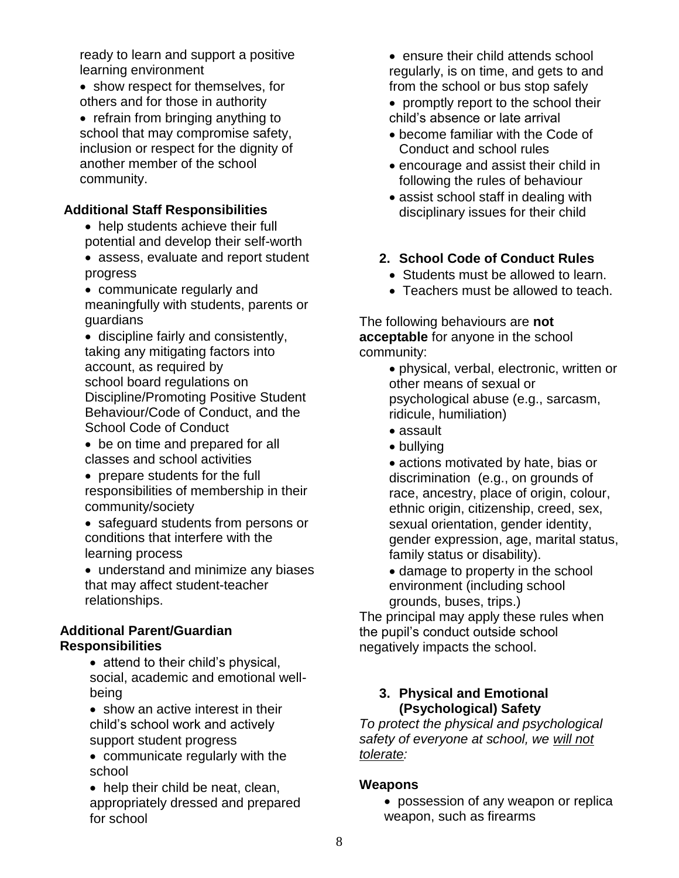ready to learn and support a positive learning environment

- show respect for themselves, for others and for those in authority
- refrain from bringing anything to school that may compromise safety, inclusion or respect for the dignity of another member of the school community.

### Additional Staff Responsibilities

- help students achieve their full potential and develop their self-worth
- assess, evaluate and report student progress
- communicate regularly and meaningfully with students, parents or guardians
- discipline fairly and consistently, taking any mitigating factors into account, as required by school board regulations on Discipline/Promoting Positive Student Behaviour/Code of Conduct, and the School Code of Conduct
- be on time and prepared for all classes and school activities
- prepare students for the full responsibilities of membership in their community/society
- safeguard students from persons or conditions that interfere with the learning process
- understand and minimize any biases that may affect student-teacher relationships.

### Additional Parent/Guardian Responsibilities

- attend to their child's physical, social, academic and emotional well-being
- show an active interest in their child's school work and actively support student progress
- communicate regularly with the school
- help their child be neat, clean, appropriately dressed and prepared for school
- ensure their child attends school regularly, is on time, and gets to and from the school or bus stop safely
- promptly report to the school their child's absence or late arrival
- become familiar with the Code of Conduct and school rules
- encourage and assist their child in following the rules of behaviour
- assist school staff in dealing with disciplinary issues for their child

## 2. School Code of Conduct Rules

- Students must be allowed to learn.
- Teachers must be allowed to teach.

The following behaviours are **not acceptable** for anyone in the school community:

- physical, verbal, electronic, written or other means of sexual or psychological abuse (e.g., sarcasm, ridicule, humiliation)
- assault
- bullying
- actions motivated by hate, bias or discrimination (e.g., on grounds of race, ancestry, place of origin, colour, ethnic origin, citizenship, creed, sex, sexual orientation, gender identity, gender expression, age, marital status, family status or disability).
- damage to property in the school environment (including school grounds, buses, trips.)

The principal may apply these rules when the pupil's conduct outside school negatively impacts the school.

## 3. Physical and Emotional (Psychological) Safety

*To protect the physical and psychological safety of everyone at school, we <u>will not tolerate</u>:*

### Weapons

- possession of any weapon or replica weapon, such as firearms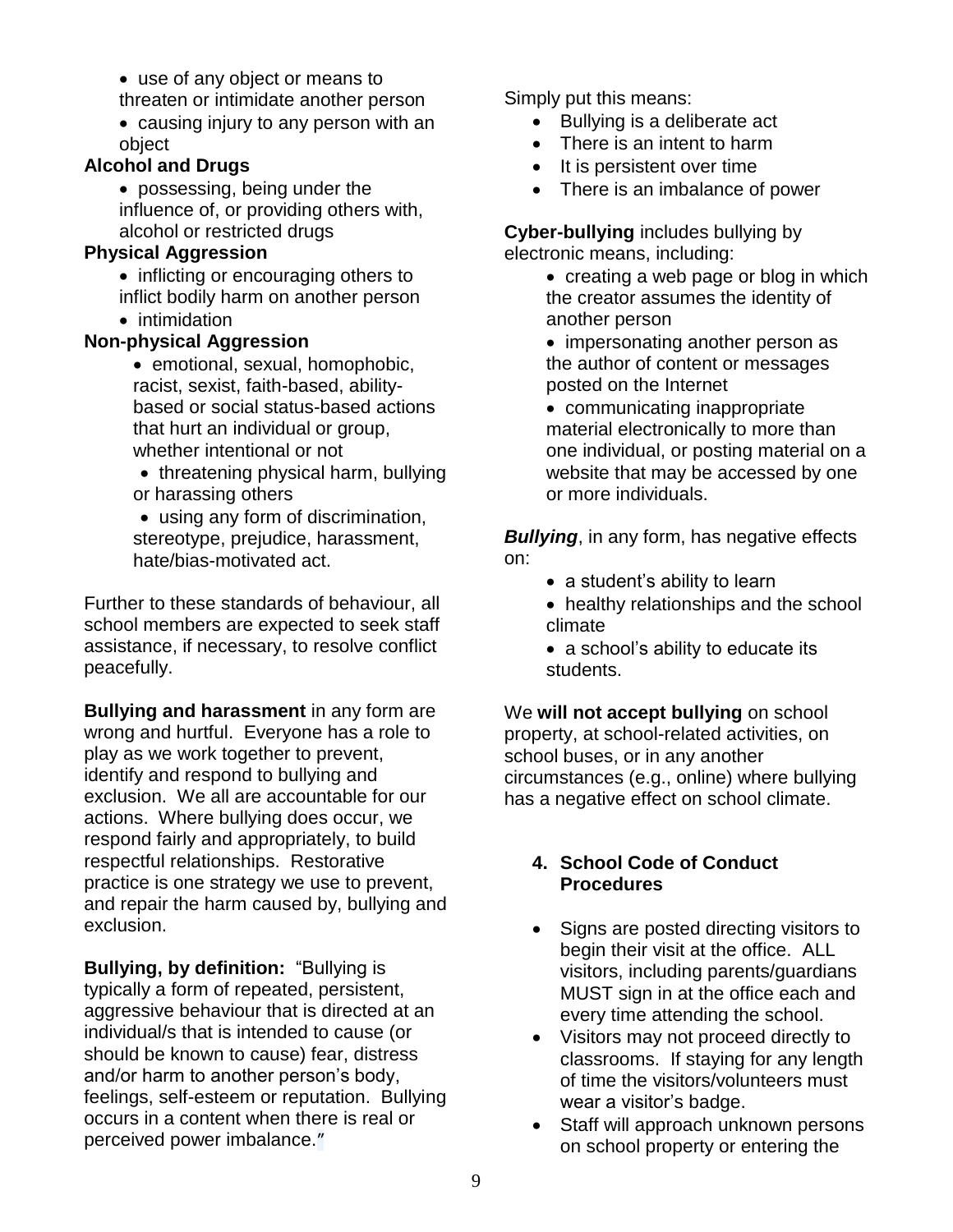- use of any object or means to threaten or intimidate another person
- causing injury to any person with an object

**Alcohol and Drugs**

- possessing, being under the influence of, or providing others with, alcohol or restricted drugs

**Physical Aggression**

- inflicting or encouraging others to inflict bodily harm on another person
- intimidation

**Non-physical Aggression**

- emotional, sexual, homophobic, racist, sexist, faith-based, ability-based or social status-based actions that hurt an individual or group, whether intentional or not
- threatening physical harm, bullying or harassing others
- using any form of discrimination, stereotype, prejudice, harassment, hate/bias-motivated act.

Further to these standards of behaviour, all school members are expected to seek staff assistance, if necessary, to resolve conflict peacefully.

**Bullying and harassment** in any form are wrong and hurtful. Everyone has a role to play as we work together to prevent, identify and respond to bullying and exclusion. We all are accountable for our actions. Where bullying does occur, we respond fairly and appropriately, to build respectful relationships. Restorative practice is one strategy we use to prevent, and repair the harm caused by, bullying and exclusion.

**Bullying, by definition:** "Bullying is typically a form of repeated, persistent, aggressive behaviour that is directed at an individual/s that is intended to cause (or should be known to cause) fear, distress and/or harm to another person's body, feelings, self-esteem or reputation. Bullying occurs in a content when there is real or perceived power imbalance."

Simply put this means:

- Bullying is a deliberate act
- There is an intent to harm
- It is persistent over time
- There is an imbalance of power

**Cyber-bullying** includes bullying by electronic means, including:

- creating a web page or blog in which the creator assumes the identity of another person
- impersonating another person as the author of content or messages posted on the Internet
- communicating inappropriate material electronically to more than one individual, or posting material on a website that may be accessed by one or more individuals.

***Bullying***, in any form, has negative effects on:

- a student's ability to learn
- healthy relationships and the school climate
- a school's ability to educate its students.

We **will not accept bullying** on school property, at school-related activities, on school buses, or in any another circumstances (e.g., online) where bullying has a negative effect on school climate.

## 4. School Code of Conduct Procedures

- Signs are posted directing visitors to begin their visit at the office. ALL visitors, including parents/guardians MUST sign in at the office each and every time attending the school.
- Visitors may not proceed directly to classrooms. If staying for any length of time the visitors/volunteers must wear a visitor's badge.
- Staff will approach unknown persons on school property or entering the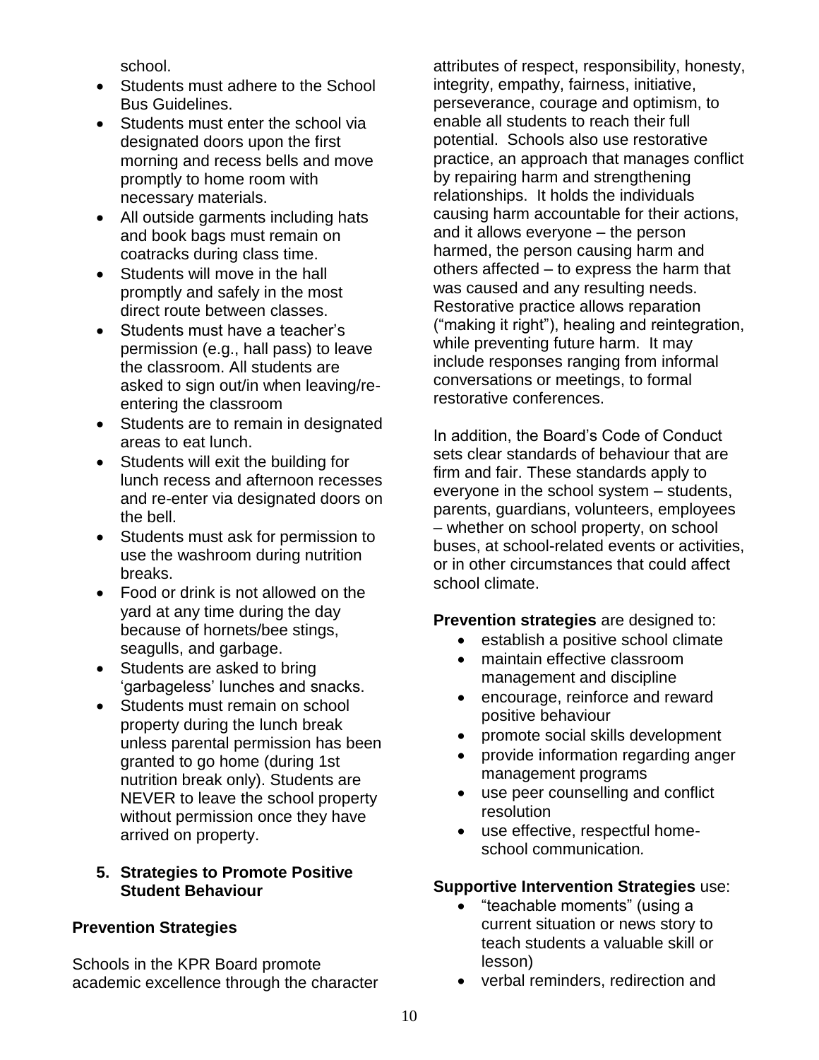school.

- Students must adhere to the School Bus Guidelines.
- Students must enter the school via designated doors upon the first morning and recess bells and move promptly to home room with necessary materials.
- All outside garments including hats and book bags must remain on coatracks during class time.
- Students will move in the hall promptly and safely in the most direct route between classes.
- Students must have a teacher's permission (e.g., hall pass) to leave the classroom. All students are asked to sign out/in when leaving/re-entering the classroom
- Students are to remain in designated areas to eat lunch.
- Students will exit the building for lunch recess and afternoon recesses and re-enter via designated doors on the bell.
- Students must ask for permission to use the washroom during nutrition breaks.
- Food or drink is not allowed on the yard at any time during the day because of hornets/bee stings, seagulls, and garbage.
- Students are asked to bring 'garbageless' lunches and snacks.
- Students must remain on school property during the lunch break unless parental permission has been granted to go home (during 1st nutrition break only). Students are NEVER to leave the school property without permission once they have arrived on property.

## 5. Strategies to Promote Positive Student Behaviour

### Prevention Strategies

Schools in the KPR Board promote academic excellence through the character attributes of respect, responsibility, honesty, integrity, empathy, fairness, initiative, perseverance, courage and optimism, to enable all students to reach their full potential. Schools also use restorative practice, an approach that manages conflict by repairing harm and strengthening relationships. It holds the individuals causing harm accountable for their actions, and it allows everyone – the person harmed, the person causing harm and others affected – to express the harm that was caused and any resulting needs. Restorative practice allows reparation ("making it right"), healing and reintegration, while preventing future harm. It may include responses ranging from informal conversations or meetings, to formal restorative conferences.

In addition, the Board's Code of Conduct sets clear standards of behaviour that are firm and fair. These standards apply to everyone in the school system – students, parents, guardians, volunteers, employees – whether on school property, on school buses, at school-related events or activities, or in other circumstances that could affect school climate.

**Prevention strategies** are designed to:

- establish a positive school climate
- maintain effective classroom management and discipline
- encourage, reinforce and reward positive behaviour
- promote social skills development
- provide information regarding anger management programs
- use peer counselling and conflict resolution
- use effective, respectful home-school communication.

**Supportive Intervention Strategies** use:

- "teachable moments" (using a current situation or news story to teach students a valuable skill or lesson)
- verbal reminders, redirection and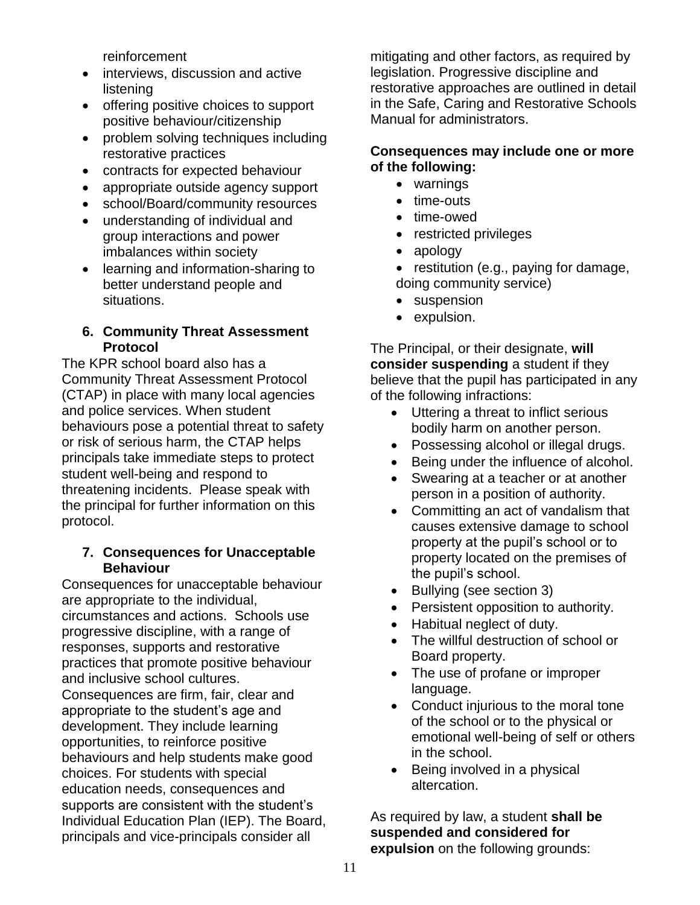reinforcement

- interviews, discussion and active listening
- offering positive choices to support positive behaviour/citizenship
- problem solving techniques including restorative practices
- contracts for expected behaviour
- appropriate outside agency support
- school/Board/community resources
- understanding of individual and group interactions and power imbalances within society
- learning and information-sharing to better understand people and situations.

### 6. Community Threat Assessment Protocol

The KPR school board also has a Community Threat Assessment Protocol (CTAP) in place with many local agencies and police services. When student behaviours pose a potential threat to safety or risk of serious harm, the CTAP helps principals take immediate steps to protect student well-being and respond to threatening incidents. Please speak with the principal for further information on this protocol.

### 7. Consequences for Unacceptable Behaviour

Consequences for unacceptable behaviour are appropriate to the individual, circumstances and actions. Schools use progressive discipline, with a range of responses, supports and restorative practices that promote positive behaviour and inclusive school cultures. Consequences are firm, fair, clear and appropriate to the student's age and development. They include learning opportunities, to reinforce positive behaviours and help students make good choices. For students with special education needs, consequences and supports are consistent with the student's Individual Education Plan (IEP). The Board, principals and vice-principals consider all mitigating and other factors, as required by legislation. Progressive discipline and restorative approaches are outlined in detail in the Safe, Caring and Restorative Schools Manual for administrators.

**Consequences may include one or more of the following:**

- warnings
- time-outs
- time-owed
- restricted privileges
- apology
- restitution (e.g., paying for damage, doing community service)
- suspension
- expulsion.

The Principal, or their designate, **will consider suspending** a student if they believe that the pupil has participated in any of the following infractions:

- Uttering a threat to inflict serious bodily harm on another person.
- Possessing alcohol or illegal drugs.
- Being under the influence of alcohol.
- Swearing at a teacher or at another person in a position of authority.
- Committing an act of vandalism that causes extensive damage to school property at the pupil's school or to property located on the premises of the pupil's school.
- Bullying (see section 3)
- Persistent opposition to authority.
- Habitual neglect of duty.
- The willful destruction of school or Board property.
- The use of profane or improper language.
- Conduct injurious to the moral tone of the school or to the physical or emotional well-being of self or others in the school.
- Being involved in a physical altercation.

As required by law, a student **shall be suspended and considered for expulsion** on the following grounds: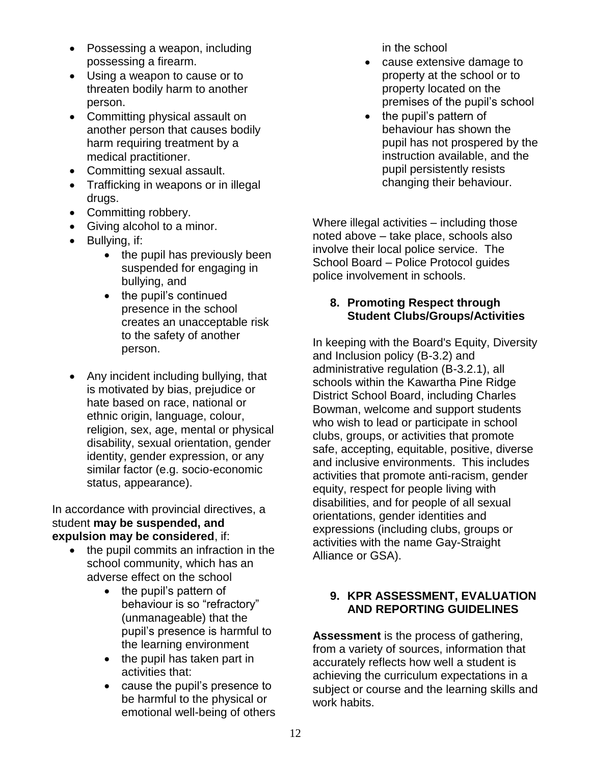- Possessing a weapon, including possessing a firearm.
- Using a weapon to cause or to threaten bodily harm to another person.
- Committing physical assault on another person that causes bodily harm requiring treatment by a medical practitioner.
- Committing sexual assault.
- Trafficking in weapons or in illegal drugs.
- Committing robbery.
- Giving alcohol to a minor.
- Bullying, if:
  - the pupil has previously been suspended for engaging in bullying, and
  - the pupil's continued presence in the school creates an unacceptable risk to the safety of another person.
- Any incident including bullying, that is motivated by bias, prejudice or hate based on race, national or ethnic origin, language, colour, religion, sex, age, mental or physical disability, sexual orientation, gender identity, gender expression, or any similar factor (e.g. socio-economic status, appearance).

In accordance with provincial directives, a student **may be suspended, and expulsion may be considered**, if:

- the pupil commits an infraction in the school community, which has an adverse effect on the school
  - the pupil's pattern of behaviour is so "refractory" (unmanageable) that the pupil's presence is harmful to the learning environment
  - the pupil has taken part in activities that:
  - cause the pupil's presence to be harmful to the physical or emotional well-being of others in the school
  - cause extensive damage to property at the school or to property located on the premises of the pupil's school
  - the pupil's pattern of behaviour has shown the pupil has not prospered by the instruction available, and the pupil persistently resists changing their behaviour.

Where illegal activities – including those noted above – take place, schools also involve their local police service. The School Board – Police Protocol guides police involvement in schools.

## 8. Promoting Respect through Student Clubs/Groups/Activities

In keeping with the Board's Equity, Diversity and Inclusion policy (B-3.2) and administrative regulation (B-3.2.1), all schools within the Kawartha Pine Ridge District School Board, including Charles Bowman, welcome and support students who wish to lead or participate in school clubs, groups, or activities that promote safe, accepting, equitable, positive, diverse and inclusive environments. This includes activities that promote anti-racism, gender equity, respect for people living with disabilities, and for people of all sexual orientations, gender identities and expressions (including clubs, groups or activities with the name Gay-Straight Alliance or GSA).

## 9. KPR ASSESSMENT, EVALUATION AND REPORTING GUIDELINES

**Assessment** is the process of gathering, from a variety of sources, information that accurately reflects how well a student is achieving the curriculum expectations in a subject or course and the learning skills and work habits.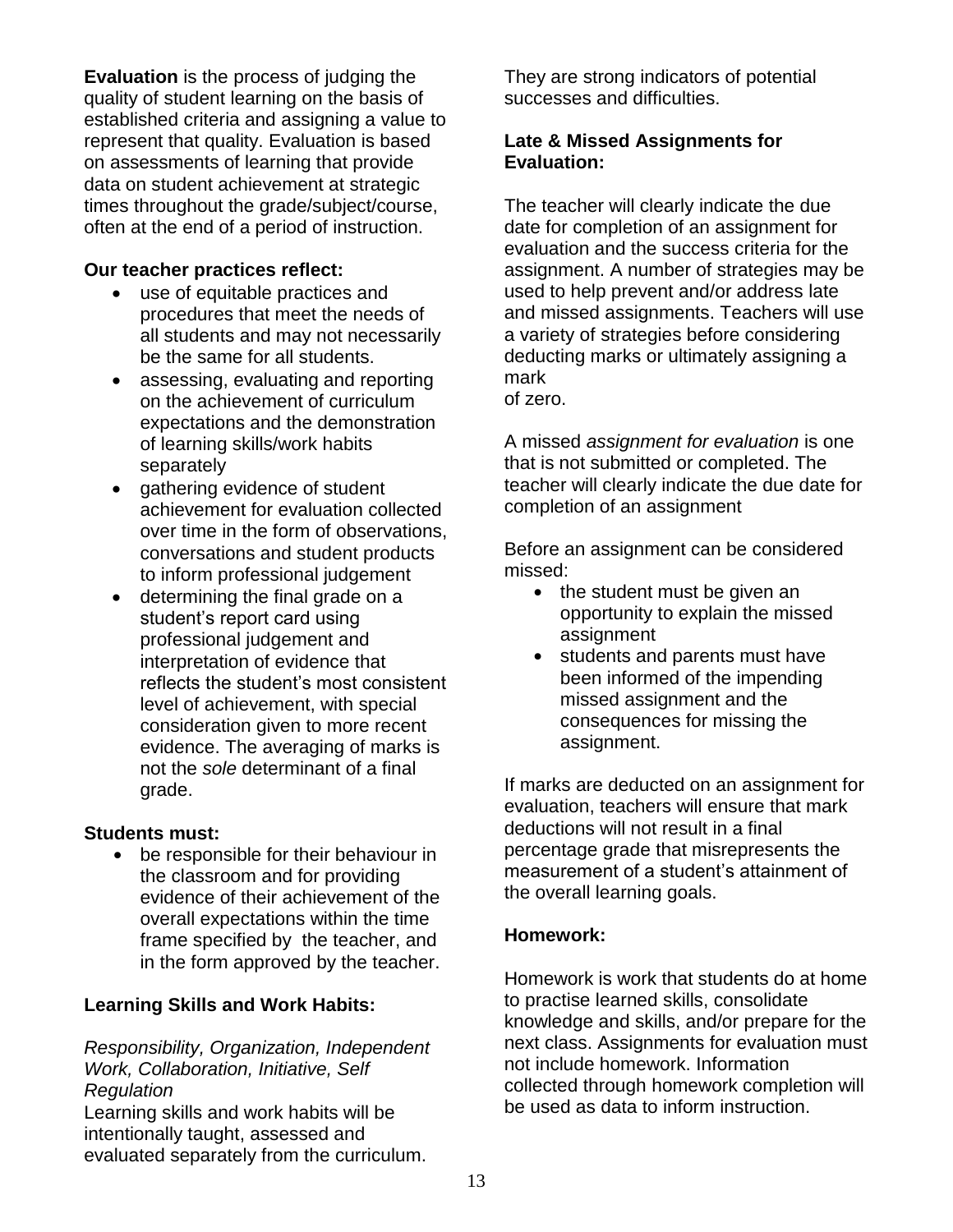**Evaluation** is the process of judging the quality of student learning on the basis of established criteria and assigning a value to represent that quality. Evaluation is based on assessments of learning that provide data on student achievement at strategic times throughout the grade/subject/course, often at the end of a period of instruction.

**Our teacher practices reflect:**

- use of equitable practices and procedures that meet the needs of all students and may not necessarily be the same for all students.
- assessing, evaluating and reporting on the achievement of curriculum expectations and the demonstration of learning skills/work habits separately
- gathering evidence of student achievement for evaluation collected over time in the form of observations, conversations and student products to inform professional judgement
- determining the final grade on a student's report card using professional judgement and interpretation of evidence that reflects the student's most consistent level of achievement, with special consideration given to more recent evidence. The averaging of marks is not the *sole* determinant of a final grade.

**Students must:**

- be responsible for their behaviour in the classroom and for providing evidence of their achievement of the overall expectations within the time frame specified by the teacher, and in the form approved by the teacher.

**Learning Skills and Work Habits:**

*Responsibility, Organization, Independent Work, Collaboration, Initiative, Self Regulation*

Learning skills and work habits will be intentionally taught, assessed and evaluated separately from the curriculum. They are strong indicators of potential successes and difficulties.

**Late & Missed Assignments for Evaluation:**

The teacher will clearly indicate the due date for completion of an assignment for evaluation and the success criteria for the assignment. A number of strategies may be used to help prevent and/or address late and missed assignments. Teachers will use a variety of strategies before considering deducting marks or ultimately assigning a mark of zero.

A missed *assignment for evaluation* is one that is not submitted or completed. The teacher will clearly indicate the due date for completion of an assignment

Before an assignment can be considered missed:

- the student must be given an opportunity to explain the missed assignment
- students and parents must have been informed of the impending missed assignment and the consequences for missing the assignment.

If marks are deducted on an assignment for evaluation, teachers will ensure that mark deductions will not result in a final percentage grade that misrepresents the measurement of a student's attainment of the overall learning goals.

**Homework:**

Homework is work that students do at home to practise learned skills, consolidate knowledge and skills, and/or prepare for the next class. Assignments for evaluation must not include homework. Information collected through homework completion will be used as data to inform instruction.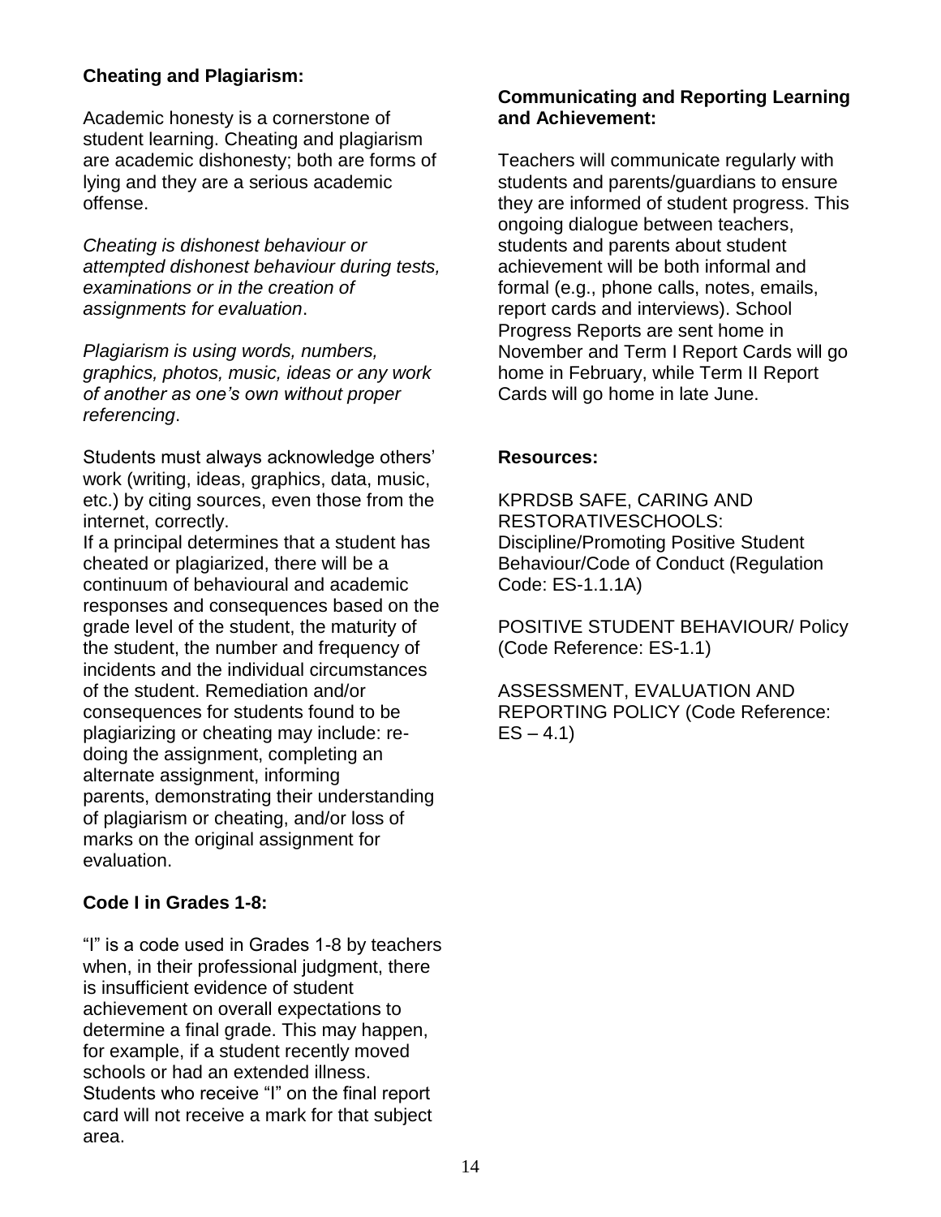**Cheating and Plagiarism:**

Academic honesty is a cornerstone of student learning. Cheating and plagiarism are academic dishonesty; both are forms of lying and they are a serious academic offense.

*Cheating is dishonest behaviour or attempted dishonest behaviour during tests, examinations or in the creation of assignments for evaluation*.

*Plagiarism is using words, numbers, graphics, photos, music, ideas or any work of another as one's own without proper referencing*.

Students must always acknowledge others' work (writing, ideas, graphics, data, music, etc.) by citing sources, even those from the internet, correctly.
If a principal determines that a student has cheated or plagiarized, there will be a continuum of behavioural and academic responses and consequences based on the grade level of the student, the maturity of the student, the number and frequency of incidents and the individual circumstances of the student. Remediation and/or consequences for students found to be plagiarizing or cheating may include: re-doing the assignment, completing an alternate assignment, informing parents, demonstrating their understanding of plagiarism or cheating, and/or loss of marks on the original assignment for evaluation.

**Code I in Grades 1-8:**

"I" is a code used in Grades 1-8 by teachers when, in their professional judgment, there is insufficient evidence of student achievement on overall expectations to determine a final grade. This may happen, for example, if a student recently moved schools or had an extended illness. Students who receive "I" on the final report card will not receive a mark for that subject area.

**Communicating and Reporting Learning and Achievement:**

Teachers will communicate regularly with students and parents/guardians to ensure they are informed of student progress. This ongoing dialogue between teachers, students and parents about student achievement will be both informal and formal (e.g., phone calls, notes, emails, report cards and interviews). School Progress Reports are sent home in November and Term I Report Cards will go home in February, while Term II Report Cards will go home in late June.

**Resources:**

KPRDSB SAFE, CARING AND RESTORATIVESCHOOLS: Discipline/Promoting Positive Student Behaviour/Code of Conduct (Regulation Code: ES-1.1.1A)

POSITIVE STUDENT BEHAVIOUR/ Policy (Code Reference: ES-1.1)

ASSESSMENT, EVALUATION AND REPORTING POLICY (Code Reference: ES – 4.1)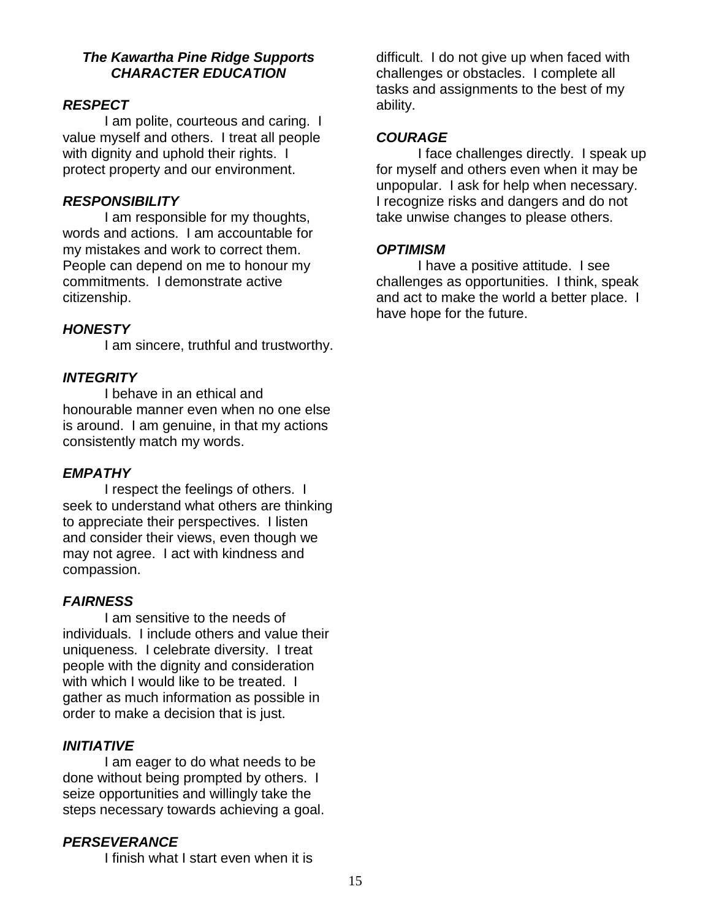***The Kawartha Pine Ridge Supports CHARACTER EDUCATION***

***RESPECT***

I am polite, courteous and caring. I value myself and others. I treat all people with dignity and uphold their rights. I protect property and our environment.

***RESPONSIBILITY***

I am responsible for my thoughts, words and actions. I am accountable for my mistakes and work to correct them. People can depend on me to honour my commitments. I demonstrate active citizenship.

***HONESTY***

I am sincere, truthful and trustworthy.

***INTEGRITY***

I behave in an ethical and honourable manner even when no one else is around. I am genuine, in that my actions consistently match my words.

***EMPATHY***

I respect the feelings of others. I seek to understand what others are thinking to appreciate their perspectives. I listen and consider their views, even though we may not agree. I act with kindness and compassion.

***FAIRNESS***

I am sensitive to the needs of individuals. I include others and value their uniqueness. I celebrate diversity. I treat people with the dignity and consideration with which I would like to be treated. I gather as much information as possible in order to make a decision that is just.

***INITIATIVE***

I am eager to do what needs to be done without being prompted by others. I seize opportunities and willingly take the steps necessary towards achieving a goal.

***PERSEVERANCE***

I finish what I start even when it is difficult. I do not give up when faced with challenges or obstacles. I complete all tasks and assignments to the best of my ability.

***COURAGE***

I face challenges directly. I speak up for myself and others even when it may be unpopular. I ask for help when necessary. I recognize risks and dangers and do not take unwise changes to please others.

***OPTIMISM***

I have a positive attitude. I see challenges as opportunities. I think, speak and act to make the world a better place. I have hope for the future.